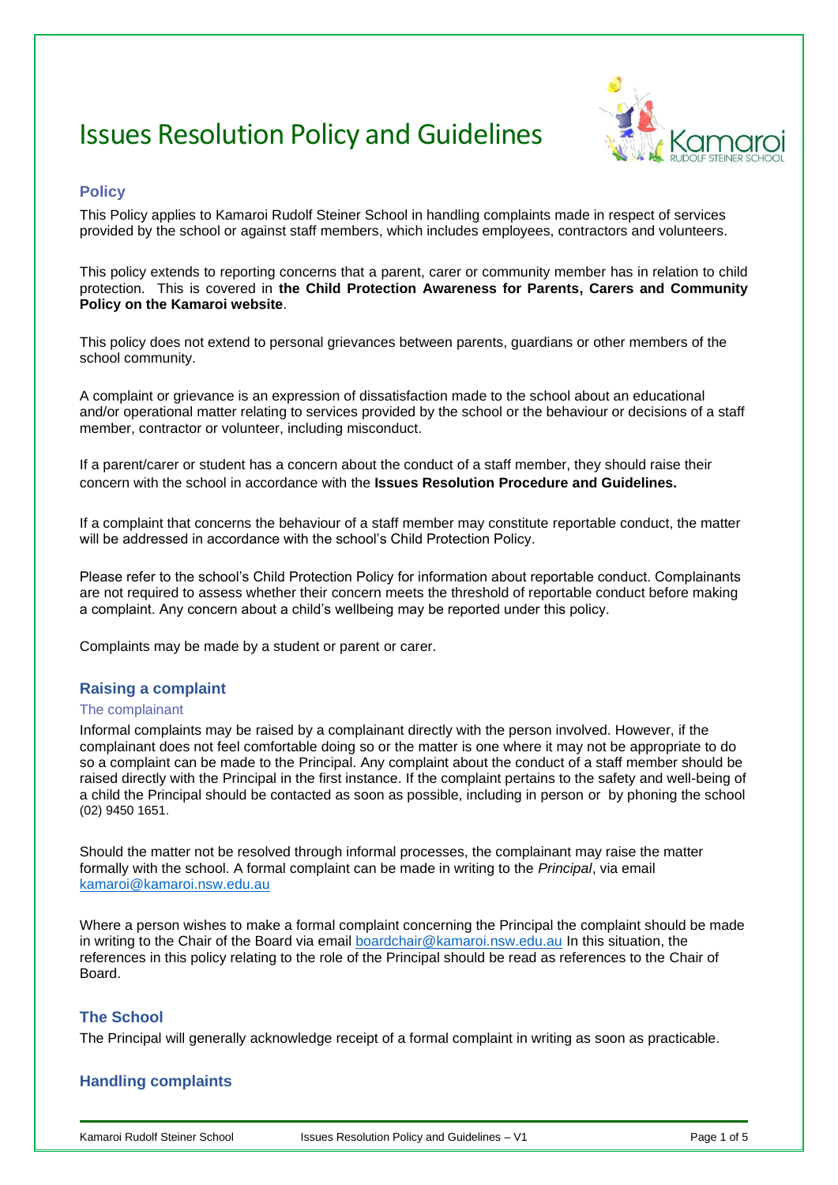# Issues Resolution Policy and Guidelines

## Policy

This Policy applies to Kamaroi Rudolf Steiner School in handling complaints made in respect of services provided by the school or against staff members, which includes employees, contractors and volunteers.

This policy extends to reporting concerns that a parent, carer or community member has in relation to child protection. This is covered in **the Child Protection Awareness for Parents, Carers and Community Policy on the Kamaroi website**.

This policy does not extend to personal grievances between parents, guardians or other members of the school community.

A complaint or grievance is an expression of dissatisfaction made to the school about an educational and/or operational matter relating to services provided by the school or the behaviour or decisions of a staff member, contractor or volunteer, including misconduct.

If a parent/carer or student has a concern about the conduct of a staff member, they should raise their concern with the school in accordance with the **Issues Resolution Procedure and Guidelines.**

If a complaint that concerns the behaviour of a staff member may constitute reportable conduct, the matter will be addressed in accordance with the school's Child Protection Policy.

Please refer to the school's Child Protection Policy for information about reportable conduct. Complainants are not required to assess whether their concern meets the threshold of reportable conduct before making a complaint. Any concern about a child's wellbeing may be reported under this policy.

Complaints may be made by a student or parent or carer.

## Raising a complaint

### The complainant

Informal complaints may be raised by a complainant directly with the person involved. However, if the complainant does not feel comfortable doing so or the matter is one where it may not be appropriate to do so a complaint can be made to the Principal. Any complaint about the conduct of a staff member should be raised directly with the Principal in the first instance. If the complaint pertains to the safety and well-being of a child the Principal should be contacted as soon as possible, including in person or by phoning the school (02) 9450 1651.

Should the matter not be resolved through informal processes, the complainant may raise the matter formally with the school. A formal complaint can be made in writing to the *Principal*, via email kamaroi@kamaroi.nsw.edu.au

Where a person wishes to make a formal complaint concerning the Principal the complaint should be made in writing to the Chair of the Board via email boardchair@kamaroi.nsw.edu.au In this situation, the references in this policy relating to the role of the Principal should be read as references to the Chair of Board.

## The School

The Principal will generally acknowledge receipt of a formal complaint in writing as soon as practicable.

## Handling complaints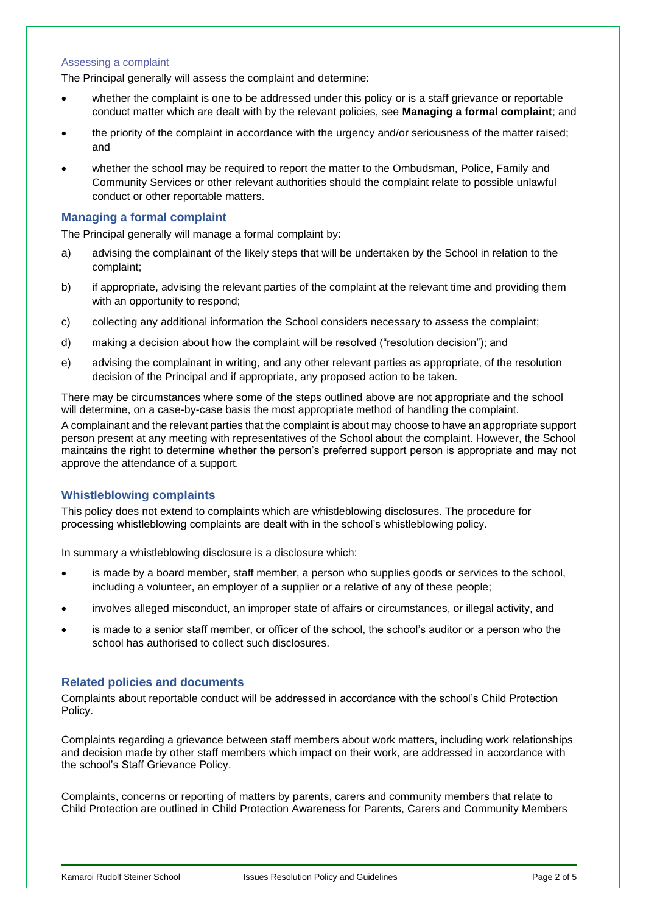### Assessing a complaint

The Principal generally will assess the complaint and determine:

- whether the complaint is one to be addressed under this policy or is a staff grievance or reportable conduct matter which are dealt with by the relevant policies, see **Managing a formal complaint**; and
- the priority of the complaint in accordance with the urgency and/or seriousness of the matter raised; and
- whether the school may be required to report the matter to the Ombudsman, Police, Family and Community Services or other relevant authorities should the complaint relate to possible unlawful conduct or other reportable matters.

## Managing a formal complaint

The Principal generally will manage a formal complaint by:

a) advising the complainant of the likely steps that will be undertaken by the School in relation to the complaint;

b) if appropriate, advising the relevant parties of the complaint at the relevant time and providing them with an opportunity to respond;

c) collecting any additional information the School considers necessary to assess the complaint;

d) making a decision about how the complaint will be resolved ("resolution decision"); and

e) advising the complainant in writing, and any other relevant parties as appropriate, of the resolution decision of the Principal and if appropriate, any proposed action to be taken.

There may be circumstances where some of the steps outlined above are not appropriate and the school will determine, on a case-by-case basis the most appropriate method of handling the complaint.

A complainant and the relevant parties that the complaint is about may choose to have an appropriate support person present at any meeting with representatives of the School about the complaint. However, the School maintains the right to determine whether the person's preferred support person is appropriate and may not approve the attendance of a support.

## Whistleblowing complaints

This policy does not extend to complaints which are whistleblowing disclosures. The procedure for processing whistleblowing complaints are dealt with in the school's whistleblowing policy.

In summary a whistleblowing disclosure is a disclosure which:

- is made by a board member, staff member, a person who supplies goods or services to the school, including a volunteer, an employer of a supplier or a relative of any of these people;
- involves alleged misconduct, an improper state of affairs or circumstances, or illegal activity, and
- is made to a senior staff member, or officer of the school, the school's auditor or a person who the school has authorised to collect such disclosures.

## Related policies and documents

Complaints about reportable conduct will be addressed in accordance with the school's Child Protection Policy.

Complaints regarding a grievance between staff members about work matters, including work relationships and decision made by other staff members which impact on their work, are addressed in accordance with the school's Staff Grievance Policy.

Complaints, concerns or reporting of matters by parents, carers and community members that relate to Child Protection are outlined in Child Protection Awareness for Parents, Carers and Community Members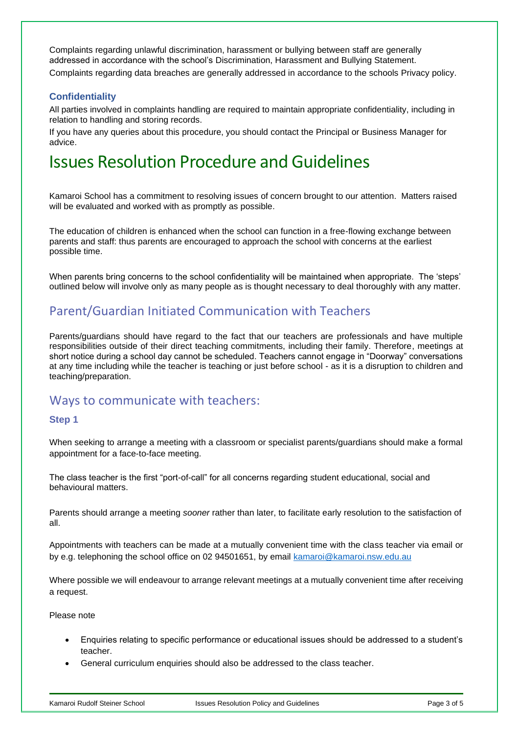Complaints regarding unlawful discrimination, harassment or bullying between staff are generally addressed in accordance with the school's Discrimination, Harassment and Bullying Statement.

Complaints regarding data breaches are generally addressed in accordance to the schools Privacy policy.

### Confidentiality

All parties involved in complaints handling are required to maintain appropriate confidentiality, including in relation to handling and storing records.

If you have any queries about this procedure, you should contact the Principal or Business Manager for advice.

# Issues Resolution Procedure and Guidelines

Kamaroi School has a commitment to resolving issues of concern brought to our attention. Matters raised will be evaluated and worked with as promptly as possible.

The education of children is enhanced when the school can function in a free-flowing exchange between parents and staff: thus parents are encouraged to approach the school with concerns at the earliest possible time.

When parents bring concerns to the school confidentiality will be maintained when appropriate. The 'steps' outlined below will involve only as many people as is thought necessary to deal thoroughly with any matter.

## Parent/Guardian Initiated Communication with Teachers

Parents/guardians should have regard to the fact that our teachers are professionals and have multiple responsibilities outside of their direct teaching commitments, including their family. Therefore, meetings at short notice during a school day cannot be scheduled. Teachers cannot engage in "Doorway" conversations at any time including while the teacher is teaching or just before school - as it is a disruption to children and teaching/preparation.

## Ways to communicate with teachers:

### Step 1

When seeking to arrange a meeting with a classroom or specialist parents/guardians should make a formal appointment for a face-to-face meeting.

The class teacher is the first "port-of-call" for all concerns regarding student educational, social and behavioural matters.

Parents should arrange a meeting *sooner* rather than later, to facilitate early resolution to the satisfaction of all.

Appointments with teachers can be made at a mutually convenient time with the class teacher via email or by e.g. telephoning the school office on 02 94501651, by email [kamaroi@kamaroi.nsw.edu.au](mailto:kamaroi@kamaroi.nsw.edu.au)

Where possible we will endeavour to arrange relevant meetings at a mutually convenient time after receiving a request.

Please note

- Enquiries relating to specific performance or educational issues should be addressed to a student's teacher.
- General curriculum enquiries should also be addressed to the class teacher.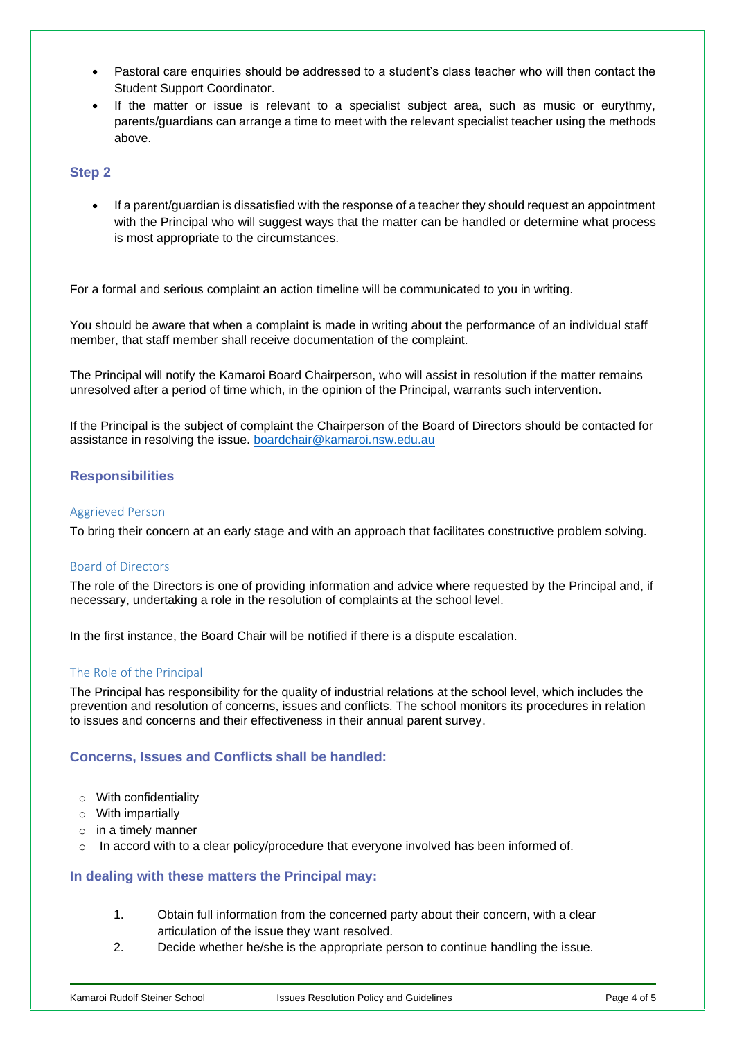- Pastoral care enquiries should be addressed to a student's class teacher who will then contact the Student Support Coordinator.
- If the matter or issue is relevant to a specialist subject area, such as music or eurythmy, parents/guardians can arrange a time to meet with the relevant specialist teacher using the methods above.

### Step 2

- If a parent/guardian is dissatisfied with the response of a teacher they should request an appointment with the Principal who will suggest ways that the matter can be handled or determine what process is most appropriate to the circumstances.

For a formal and serious complaint an action timeline will be communicated to you in writing.

You should be aware that when a complaint is made in writing about the performance of an individual staff member, that staff member shall receive documentation of the complaint.

The Principal will notify the Kamaroi Board Chairperson, who will assist in resolution if the matter remains unresolved after a period of time which, in the opinion of the Principal, warrants such intervention.

If the Principal is the subject of complaint the Chairperson of the Board of Directors should be contacted for assistance in resolving the issue. boardchair@kamaroi.nsw.edu.au

### Responsibilities

#### Aggrieved Person

To bring their concern at an early stage and with an approach that facilitates constructive problem solving.

#### Board of Directors

The role of the Directors is one of providing information and advice where requested by the Principal and, if necessary, undertaking a role in the resolution of complaints at the school level.

In the first instance, the Board Chair will be notified if there is a dispute escalation.

#### The Role of the Principal

The Principal has responsibility for the quality of industrial relations at the school level, which includes the prevention and resolution of concerns, issues and conflicts. The school monitors its procedures in relation to issues and concerns and their effectiveness in their annual parent survey.

### Concerns, Issues and Conflicts shall be handled:

- With confidentiality
- With impartially
- in a timely manner
- In accord with to a clear policy/procedure that everyone involved has been informed of.

### In dealing with these matters the Principal may:

1. Obtain full information from the concerned party about their concern, with a clear articulation of the issue they want resolved.
2. Decide whether he/she is the appropriate person to continue handling the issue.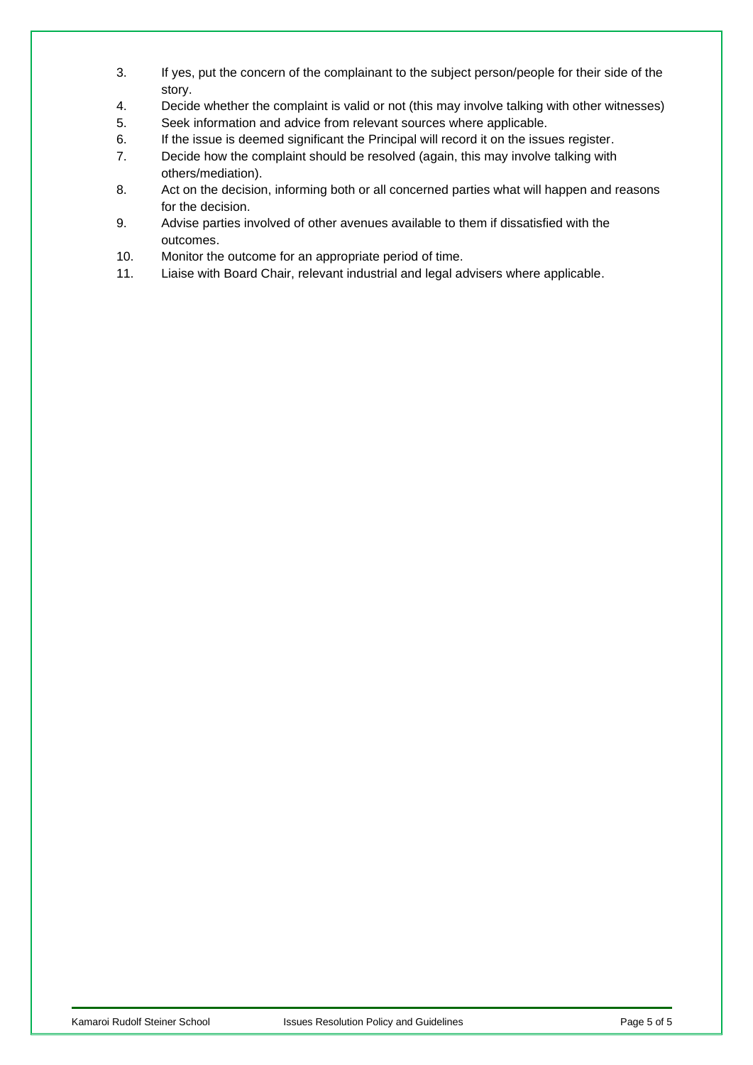3. If yes, put the concern of the complainant to the subject person/people for their side of the story.
4. Decide whether the complaint is valid or not (this may involve talking with other witnesses)
5. Seek information and advice from relevant sources where applicable.
6. If the issue is deemed significant the Principal will record it on the issues register.
7. Decide how the complaint should be resolved (again, this may involve talking with others/mediation).
8. Act on the decision, informing both or all concerned parties what will happen and reasons for the decision.
9. Advise parties involved of other avenues available to them if dissatisfied with the outcomes.
10. Monitor the outcome for an appropriate period of time.
11. Liaise with Board Chair, relevant industrial and legal advisers where applicable.